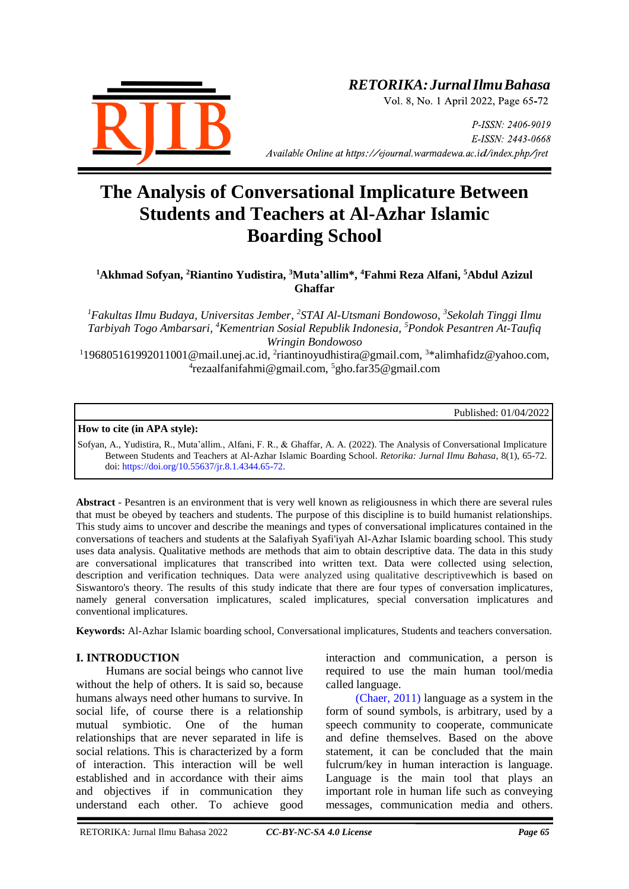# The Analysis of Conversational Implicature Between Students and Teachers at Al-Azhar Islamic Boarding School

**[1]Akhmad Sofyan, [2]Riantino Yudistira, [3]Muta'allim\*, [4]Fahmi Reza Alfani, [5]Abdul Azizul Ghaffar**

*[1]Fakultas Ilmu Budaya, Universitas Jember, [2]STAI Al-Utsmani Bondowoso, [3]Sekolah Tinggi Ilmu Tarbiyah Togo Ambarsari, [4]Kementrian Sosial Republik Indonesia, [5]Pondok Pesantren At-Taufiq Wringin Bondowoso*

[1]196805161992011001@mail.unej.ac.id, [2]riantinoyudhistira@gmail.com, [3]\*alimhafidz@yahoo.com, [4]rezaalfanifahmi@gmail.com, [5]gho.far35@gmail.com

Published: 01/04/2022

**How to cite (in APA style):**

Sofyan, A., Yudistira, R., Muta'allim., Alfani, F. R., & Ghaffar, A. A. (2022). The Analysis of Conversational Implicature Between Students and Teachers at Al-Azhar Islamic Boarding School. *Retorika: Jurnal Ilmu Bahasa*, 8(1), 65-72. doi: https://doi.org/10.55637/jr.8.1.4344.65-72.

**Abstract** - Pesantren is an environment that is very well known as religiousness in which there are several rules that must be obeyed by teachers and students. The purpose of this discipline is to build humanist relationships. This study aims to uncover and describe the meanings and types of conversational implicatures contained in the conversations of teachers and students at the Salafiyah Syafi'iyah Al-Azhar Islamic boarding school. This study uses data analysis. Qualitative methods are methods that aim to obtain descriptive data. The data in this study are conversational implicatures that transcribed into written text. Data were collected using selection, description and verification techniques. Data were analyzed using qualitative descriptivewhich is based on Siswantoro's theory. The results of this study indicate that there are four types of conversation implicatures, namely general conversation implicatures, scaled implicatures, special conversation implicatures and conventional implicatures.

**Keywords:** Al-Azhar Islamic boarding school, Conversational implicatures, Students and teachers conversation.

## I. INTRODUCTION

Humans are social beings who cannot live without the help of others. It is said so, because humans always need other humans to survive. In social life, of course there is a relationship mutual symbiotic. One of the human relationships that are never separated in life is social relations. This is characterized by a form of interaction. This interaction will be well established and in accordance with their aims and objectives if in communication they understand each other. To achieve good interaction and communication, a person is required to use the main human tool/media called language.

(Chaer, 2011) language as a system in the form of sound symbols, is arbitrary, used by a speech community to cooperate, communicate and define themselves. Based on the above statement, it can be concluded that the main fulcrum/key in human interaction is language. Language is the main tool that plays an important role in human life such as conveying messages, communication media and others.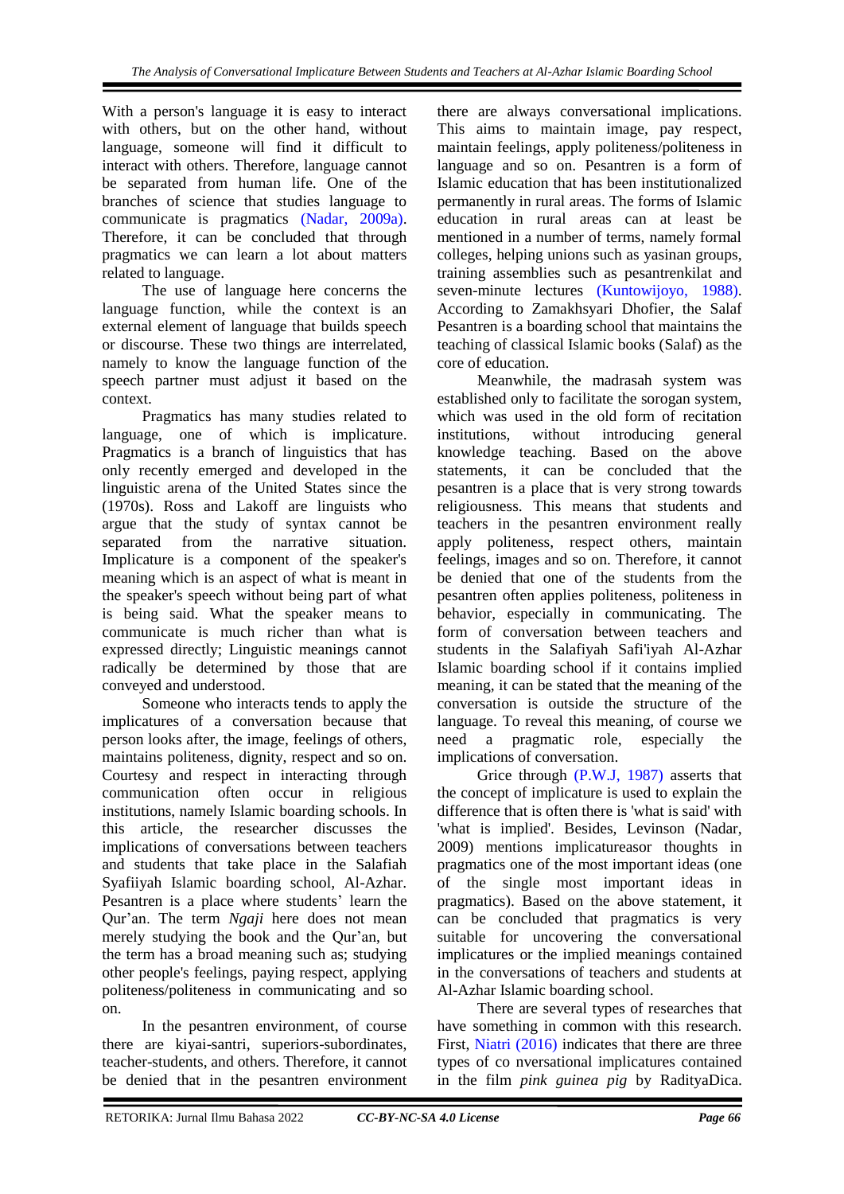With a person's language it is easy to interact with others, but on the other hand, without language, someone will find it difficult to interact with others. Therefore, language cannot be separated from human life. One of the branches of science that studies language to communicate is pragmatics (Nadar, 2009a). Therefore, it can be concluded that through pragmatics we can learn a lot about matters related to language.

The use of language here concerns the language function, while the context is an external element of language that builds speech or discourse. These two things are interrelated, namely to know the language function of the speech partner must adjust it based on the context.

Pragmatics has many studies related to language, one of which is implicature. Pragmatics is a branch of linguistics that has only recently emerged and developed in the linguistic arena of the United States since the (1970s). Ross and Lakoff are linguists who argue that the study of syntax cannot be separated from the narrative situation. Implicature is a component of the speaker's meaning which is an aspect of what is meant in the speaker's speech without being part of what is being said. What the speaker means to communicate is much richer than what is expressed directly; Linguistic meanings cannot radically be determined by those that are conveyed and understood.

Someone who interacts tends to apply the implicatures of a conversation because that person looks after, the image, feelings of others, maintains politeness, dignity, respect and so on. Courtesy and respect in interacting through communication often occur in religious institutions, namely Islamic boarding schools. In this article, the researcher discusses the implications of conversations between teachers and students that take place in the Salafiah Syafiiyah Islamic boarding school, Al-Azhar. Pesantren is a place where students' learn the Qur'an. The term *Ngaji* here does not mean merely studying the book and the Qur'an, but the term has a broad meaning such as; studying other people's feelings, paying respect, applying politeness/politeness in communicating and so on.

In the pesantren environment, of course there are kiyai-santri, superiors-subordinates, teacher-students, and others. Therefore, it cannot be denied that in the pesantren environment there are always conversational implications. This aims to maintain image, pay respect, maintain feelings, apply politeness/politeness in language and so on. Pesantren is a form of Islamic education that has been institutionalized permanently in rural areas. The forms of Islamic education in rural areas can at least be mentioned in a number of terms, namely formal colleges, helping unions such as yasinan groups, training assemblies such as pesantrenkilat and seven-minute lectures (Kuntowijoyo, 1988). According to Zamakhsyari Dhofier, the Salaf Pesantren is a boarding school that maintains the teaching of classical Islamic books (Salaf) as the core of education.

Meanwhile, the madrasah system was established only to facilitate the sorogan system, which was used in the old form of recitation institutions, without introducing general knowledge teaching. Based on the above statements, it can be concluded that the pesantren is a place that is very strong towards religiousness. This means that students and teachers in the pesantren environment really apply politeness, respect others, maintain feelings, images and so on. Therefore, it cannot be denied that one of the students from the pesantren often applies politeness, politeness in behavior, especially in communicating. The form of conversation between teachers and students in the Salafiyah Safi'iyah Al-Azhar Islamic boarding school if it contains implied meaning, it can be stated that the meaning of the conversation is outside the structure of the language. To reveal this meaning, of course we need a pragmatic role, especially the implications of conversation.

Grice through (P.W.J, 1987) asserts that the concept of implicature is used to explain the difference that is often there is 'what is said' with 'what is implied'. Besides, Levinson (Nadar, 2009) mentions implicatureasor thoughts in pragmatics one of the most important ideas (one of the single most important ideas in pragmatics). Based on the above statement, it can be concluded that pragmatics is very suitable for uncovering the conversational implicatures or the implied meanings contained in the conversations of teachers and students at Al-Azhar Islamic boarding school.

There are several types of researches that have something in common with this research. First, Niatri (2016) indicates that there are three types of co nversational implicatures contained in the film *pink guinea pig* by RadityaDica.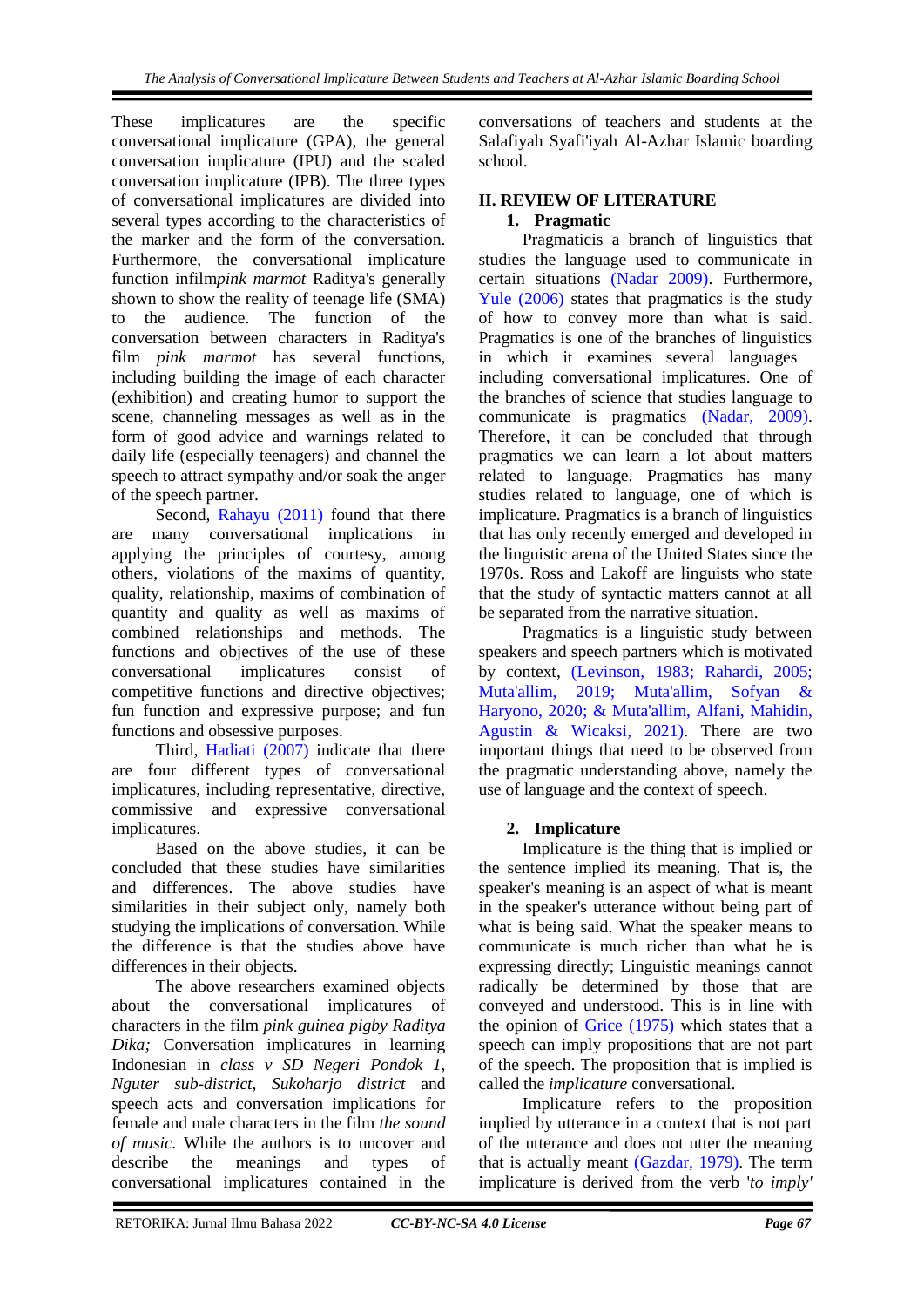These implicatures are the specific conversational implicature (GPA), the general conversation implicature (IPU) and the scaled conversation implicature (IPB). The three types of conversational implicatures are divided into several types according to the characteristics of the marker and the form of the conversation. Furthermore, the conversational implicature function infilm*pink marmot* Raditya's generally shown to show the reality of teenage life (SMA) to the audience. The function of the conversation between characters in Raditya's film *pink marmot* has several functions, including building the image of each character (exhibition) and creating humor to support the scene, channeling messages as well as in the form of good advice and warnings related to daily life (especially teenagers) and channel the speech to attract sympathy and/or soak the anger of the speech partner.

Second, Rahayu (2011) found that there are many conversational implications in applying the principles of courtesy, among others, violations of the maxims of quantity, quality, relationship, maxims of combination of quantity and quality as well as maxims of combined relationships and methods. The functions and objectives of the use of these conversational implicatures consist of competitive functions and directive objectives; fun function and expressive purpose; and fun functions and obsessive purposes.

Third, Hadiati (2007) indicate that there are four different types of conversational implicatures, including representative, directive, commissive and expressive conversational implicatures.

Based on the above studies, it can be concluded that these studies have similarities and differences. The above studies have similarities in their subject only, namely both studying the implications of conversation. While the difference is that the studies above have differences in their objects.

The above researchers examined objects about the conversational implicatures of characters in the film *pink guinea pigby Raditya Dika;* Conversation implicatures in learning Indonesian in *class v SD Negeri Pondok 1, Nguter sub-district, Sukoharjo district* and speech acts and conversation implications for female and male characters in the film *the sound of music.* While the authors is to uncover and describe the meanings and types of conversational implicatures contained in the conversations of teachers and students at the Salafiyah Syafi'iyah Al-Azhar Islamic boarding school.

## II. REVIEW OF LITERATURE

### 1. Pragmatic

Pragmaticis a branch of linguistics that studies the language used to communicate in certain situations (Nadar 2009). Furthermore, Yule (2006) states that pragmatics is the study of how to convey more than what is said. Pragmatics is one of the branches of linguistics in which it examines several languages including conversational implicatures. One of the branches of science that studies language to communicate is pragmatics (Nadar, 2009). Therefore, it can be concluded that through pragmatics we can learn a lot about matters related to language. Pragmatics has many studies related to language, one of which is implicature. Pragmatics is a branch of linguistics that has only recently emerged and developed in the linguistic arena of the United States since the 1970s. Ross and Lakoff are linguists who state that the study of syntactic matters cannot at all be separated from the narrative situation.

Pragmatics is a linguistic study between speakers and speech partners which is motivated by context, (Levinson, 1983; Rahardi, 2005; Muta'allim, 2019; Muta'allim, Sofyan & Haryono, 2020; & Muta'allim, Alfani, Mahidin, Agustin & Wicaksi, 2021). There are two important things that need to be observed from the pragmatic understanding above, namely the use of language and the context of speech.

### 2. Implicature

Implicature is the thing that is implied or the sentence implied its meaning. That is, the speaker's meaning is an aspect of what is meant in the speaker's utterance without being part of what is being said. What the speaker means to communicate is much richer than what he is expressing directly; Linguistic meanings cannot radically be determined by those that are conveyed and understood. This is in line with the opinion of Grice (1975) which states that a speech can imply propositions that are not part of the speech. The proposition that is implied is called the *implicature* conversational.

Implicature refers to the proposition implied by utterance in a context that is not part of the utterance and does not utter the meaning that is actually meant (Gazdar, 1979). The term implicature is derived from the verb '*to imply*'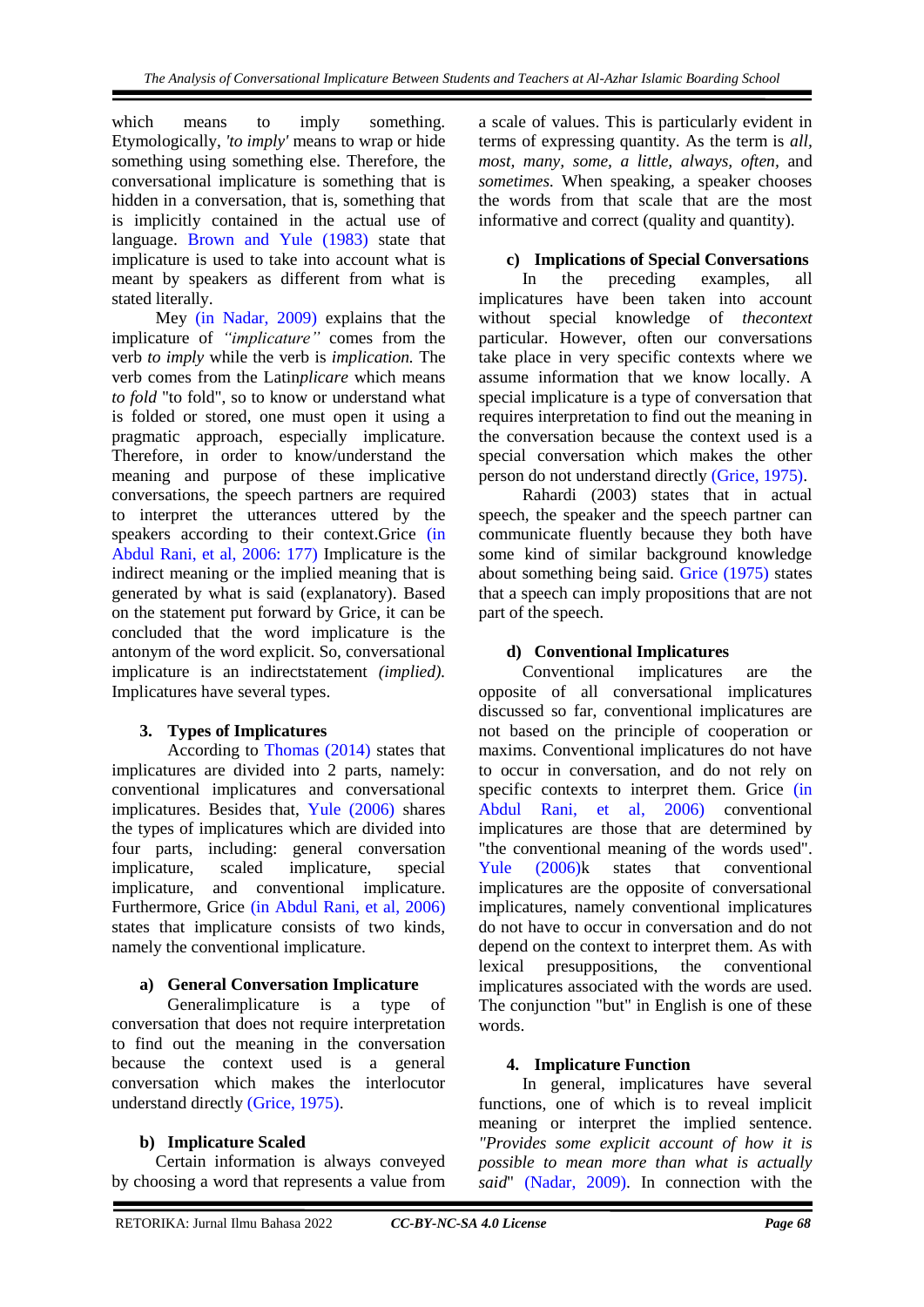which means to imply something. Etymologically, *'to imply'* means to wrap or hide something using something else. Therefore, the conversational implicature is something that is hidden in a conversation, that is, something that is implicitly contained in the actual use of language. Brown and Yule (1983) state that implicature is used to take into account what is meant by speakers as different from what is stated literally.

Mey (in Nadar, 2009) explains that the implicature of *"implicature"* comes from the verb *to imply* while the verb is *implication.* The verb comes from the Latin*plicare* which means *to fold* "to fold", so to know or understand what is folded or stored, one must open it using a pragmatic approach, especially implicature. Therefore, in order to know/understand the meaning and purpose of these implicative conversations, the speech partners are required to interpret the utterances uttered by the speakers according to their context.Grice (in Abdul Rani, et al, 2006: 177) Implicature is the indirect meaning or the implied meaning that is generated by what is said (explanatory). Based on the statement put forward by Grice, it can be concluded that the word implicature is the antonym of the word explicit. So, conversational implicature is an indirectstatement *(implied).* Implicatures have several types.

## 3. Types of Implicatures

According to Thomas (2014) states that implicatures are divided into 2 parts, namely: conventional implicatures and conversational implicatures. Besides that, Yule (2006) shares the types of implicatures which are divided into four parts, including: general conversation implicature, scaled implicature, special implicature, and conventional implicature. Furthermore, Grice (in Abdul Rani, et al, 2006) states that implicature consists of two kinds, namely the conventional implicature.

### a) General Conversation Implicature

Generalimplicature is a type of conversation that does not require interpretation to find out the meaning in the conversation because the context used is a general conversation which makes the interlocutor understand directly (Grice, 1975).

### b) Implicature Scaled

Certain information is always conveyed by choosing a word that represents a value from a scale of values. This is particularly evident in terms of expressing quantity. As the term is *all, most, many, some, a little, always, often,* and *sometimes.* When speaking, a speaker chooses the words from that scale that are the most informative and correct (quality and quantity).

### c) Implications of Special Conversations

In the preceding examples, all implicatures have been taken into account without special knowledge of *thecontext* particular. However, often our conversations take place in very specific contexts where we assume information that we know locally. A special implicature is a type of conversation that requires interpretation to find out the meaning in the conversation because the context used is a special conversation which makes the other person do not understand directly (Grice, 1975).

Rahardi (2003) states that in actual speech, the speaker and the speech partner can communicate fluently because they both have some kind of similar background knowledge about something being said. Grice (1975) states that a speech can imply propositions that are not part of the speech.

### d) Conventional Implicatures

Conventional implicatures are the opposite of all conversational implicatures discussed so far, conventional implicatures are not based on the principle of cooperation or maxims. Conventional implicatures do not have to occur in conversation, and do not rely on specific contexts to interpret them. Grice (in Abdul Rani, et al, 2006) conventional implicatures are those that are determined by "the conventional meaning of the words used". Yule (2006)k states that conventional implicatures are the opposite of conversational implicatures, namely conventional implicatures do not have to occur in conversation and do not depend on the context to interpret them. As with lexical presuppositions, the conventional implicatures associated with the words are used. The conjunction "but" in English is one of these words.

## 4. Implicature Function

In general, implicatures have several functions, one of which is to reveal implicit meaning or interpret the implied sentence. *"Provides some explicit account of how it is possible to mean more than what is actually said*" (Nadar, 2009). In connection with the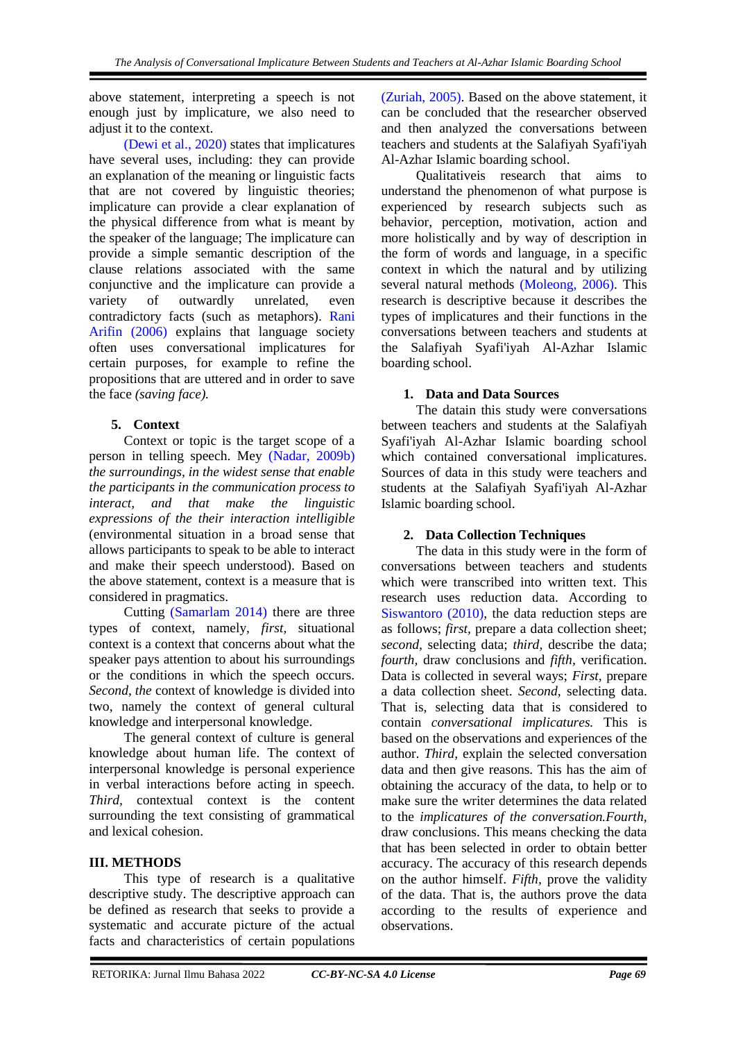above statement, interpreting a speech is not enough just by implicature, we also need to adjust it to the context.

(Dewi et al., 2020) states that implicatures have several uses, including: they can provide an explanation of the meaning or linguistic facts that are not covered by linguistic theories; implicature can provide a clear explanation of the physical difference from what is meant by the speaker of the language; The implicature can provide a simple semantic description of the clause relations associated with the same conjunctive and the implicature can provide a variety of outwardly unrelated, even contradictory facts (such as metaphors). Rani Arifin (2006) explains that language society often uses conversational implicatures for certain purposes, for example to refine the propositions that are uttered and in order to save the face *(saving face).*

### 5. Context

Context or topic is the target scope of a person in telling speech. Mey (Nadar, 2009b) *the surroundings, in the widest sense that enable the participants in the communication process to interact, and that make the linguistic expressions of the their interaction intelligible* (environmental situation in a broad sense that allows participants to speak to be able to interact and make their speech understood). Based on the above statement, context is a measure that is considered in pragmatics.

Cutting (Samarlam 2014) there are three types of context, namely, *first,* situational context is a context that concerns about what the speaker pays attention to about his surroundings or the conditions in which the speech occurs. *Second, the* context of knowledge is divided into two, namely the context of general cultural knowledge and interpersonal knowledge.

The general context of culture is general knowledge about human life. The context of interpersonal knowledge is personal experience in verbal interactions before acting in speech. *Third,* contextual context is the content surrounding the text consisting of grammatical and lexical cohesion.

## III. METHODS

This type of research is a qualitative descriptive study. The descriptive approach can be defined as research that seeks to provide a systematic and accurate picture of the actual facts and characteristics of certain populations (Zuriah, 2005). Based on the above statement, it can be concluded that the researcher observed and then analyzed the conversations between teachers and students at the Salafiyah Syafi'iyah Al-Azhar Islamic boarding school.

Qualitativeis research that aims to understand the phenomenon of what purpose is experienced by research subjects such as behavior, perception, motivation, action and more holistically and by way of description in the form of words and language, in a specific context in which the natural and by utilizing several natural methods (Moleong, 2006). This research is descriptive because it describes the types of implicatures and their functions in the conversations between teachers and students at the Salafiyah Syafi'iyah Al-Azhar Islamic boarding school.

### 1. Data and Data Sources

The datain this study were conversations between teachers and students at the Salafiyah Syafi'iyah Al-Azhar Islamic boarding school which contained conversational implicatures. Sources of data in this study were teachers and students at the Salafiyah Syafi'iyah Al-Azhar Islamic boarding school.

### 2. Data Collection Techniques

The data in this study were in the form of conversations between teachers and students which were transcribed into written text. This research uses reduction data. According to Siswantoro (2010), the data reduction steps are as follows; *first,* prepare a data collection sheet; *second,* selecting data; *third,* describe the data; *fourth,* draw conclusions and *fifth,* verification. Data is collected in several ways; *First,* prepare a data collection sheet. *Second,* selecting data. That is, selecting data that is considered to contain *conversational implicatures.* This is based on the observations and experiences of the author. *Third,* explain the selected conversation data and then give reasons. This has the aim of obtaining the accuracy of the data, to help or to make sure the writer determines the data related to the *implicatures of the conversation.Fourth,* draw conclusions. This means checking the data that has been selected in order to obtain better accuracy. The accuracy of this research depends on the author himself. *Fifth,* prove the validity of the data. That is, the authors prove the data according to the results of experience and observations.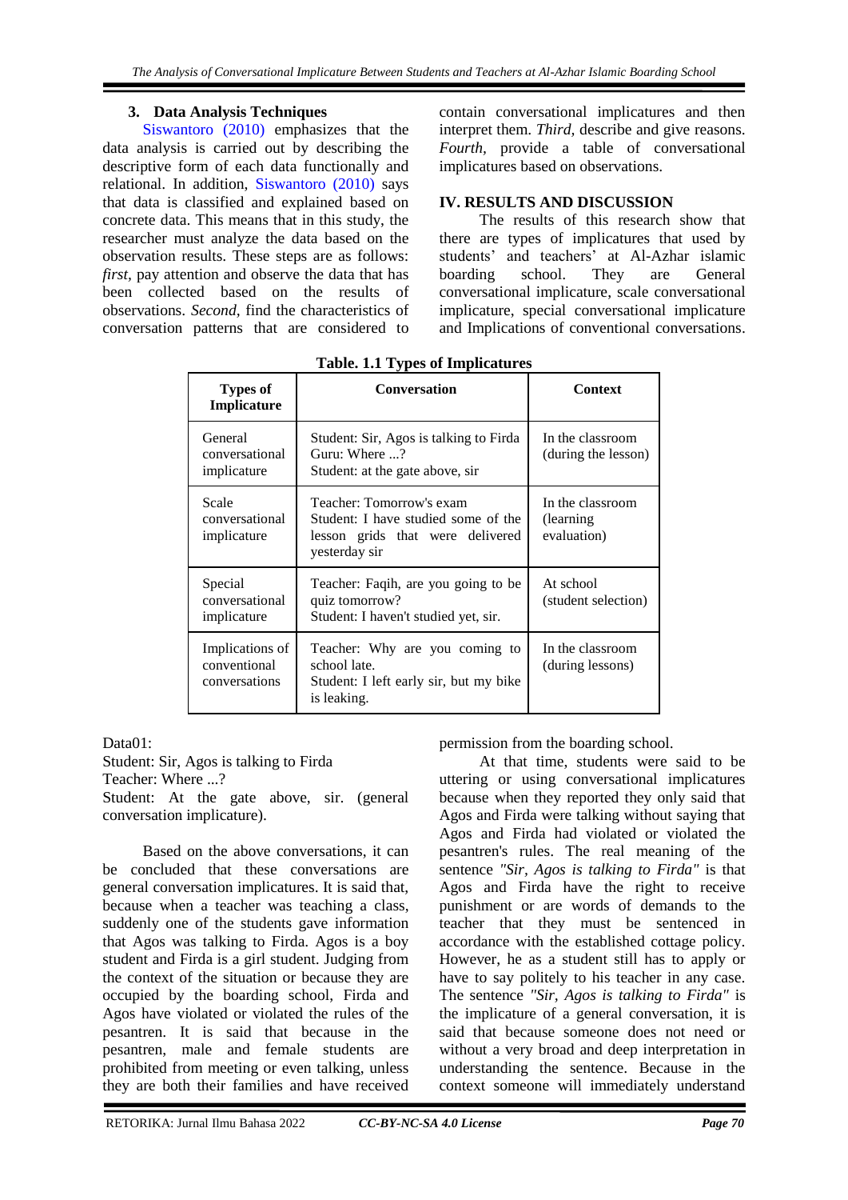### 3. Data Analysis Techniques

Siswantoro (2010) emphasizes that the data analysis is carried out by describing the descriptive form of each data functionally and relational. In addition, Siswantoro (2010) says that data is classified and explained based on concrete data. This means that in this study, the researcher must analyze the data based on the observation results. These steps are as follows: *first*, pay attention and observe the data that has been collected based on the results of observations. *Second*, find the characteristics of conversation patterns that are considered to contain conversational implicatures and then interpret them. *Third*, describe and give reasons. *Fourth*, provide a table of conversational implicatures based on observations.

## IV. RESULTS AND DISCUSSION

The results of this research show that there are types of implicatures that used by students' and teachers' at Al-Azhar islamic boarding school. They are General conversational implicature, scale conversational implicature, special conversational implicature and Implications of conventional conversations.

**Table. 1.1 Types of Implicatures**

| Types of Implicature | Conversation | Context |
|---|---|---|
| General conversational implicature | Student: Sir, Agos is talking to Firda<br>Guru: Where ...?<br>Student: at the gate above, sir | In the classroom (during the lesson) |
| Scale conversational implicature | Teacher: Tomorrow's exam<br>Student: I have studied some of the lesson grids that were delivered yesterday sir | In the classroom (learning evaluation) |
| Special conversational implicature | Teacher: Faqih, are you going to be quiz tomorrow?<br>Student: I haven't studied yet, sir. | At school (student selection) |
| Implications of conventional conversations | Teacher: Why are you coming to school late.<br>Student: I left early sir, but my bike is leaking. | In the classroom (during lessons) |

Data01:
Student: Sir, Agos is talking to Firda
Teacher: Where ...?
Student: At the gate above, sir. (general conversation implicature).

Based on the above conversations, it can be concluded that these conversations are general conversation implicatures. It is said that, because when a teacher was teaching a class, suddenly one of the students gave information that Agos was talking to Firda. Agos is a boy student and Firda is a girl student. Judging from the context of the situation or because they are occupied by the boarding school, Firda and Agos have violated or violated the rules of the pesantren. It is said that because in the pesantren, male and female students are prohibited from meeting or even talking, unless they are both their families and have received permission from the boarding school.

At that time, students were said to be uttering or using conversational implicatures because when they reported they only said that Agos and Firda were talking without saying that Agos and Firda had violated or violated the pesantren's rules. The real meaning of the sentence *"Sir, Agos is talking to Firda"* is that Agos and Firda have the right to receive punishment or are words of demands to the teacher that they must be sentenced in accordance with the established cottage policy. However, he as a student still has to apply or have to say politely to his teacher in any case. The sentence *"Sir, Agos is talking to Firda"* is the implicature of a general conversation, it is said that because someone does not need or without a very broad and deep interpretation in understanding the sentence. Because in the context someone will immediately understand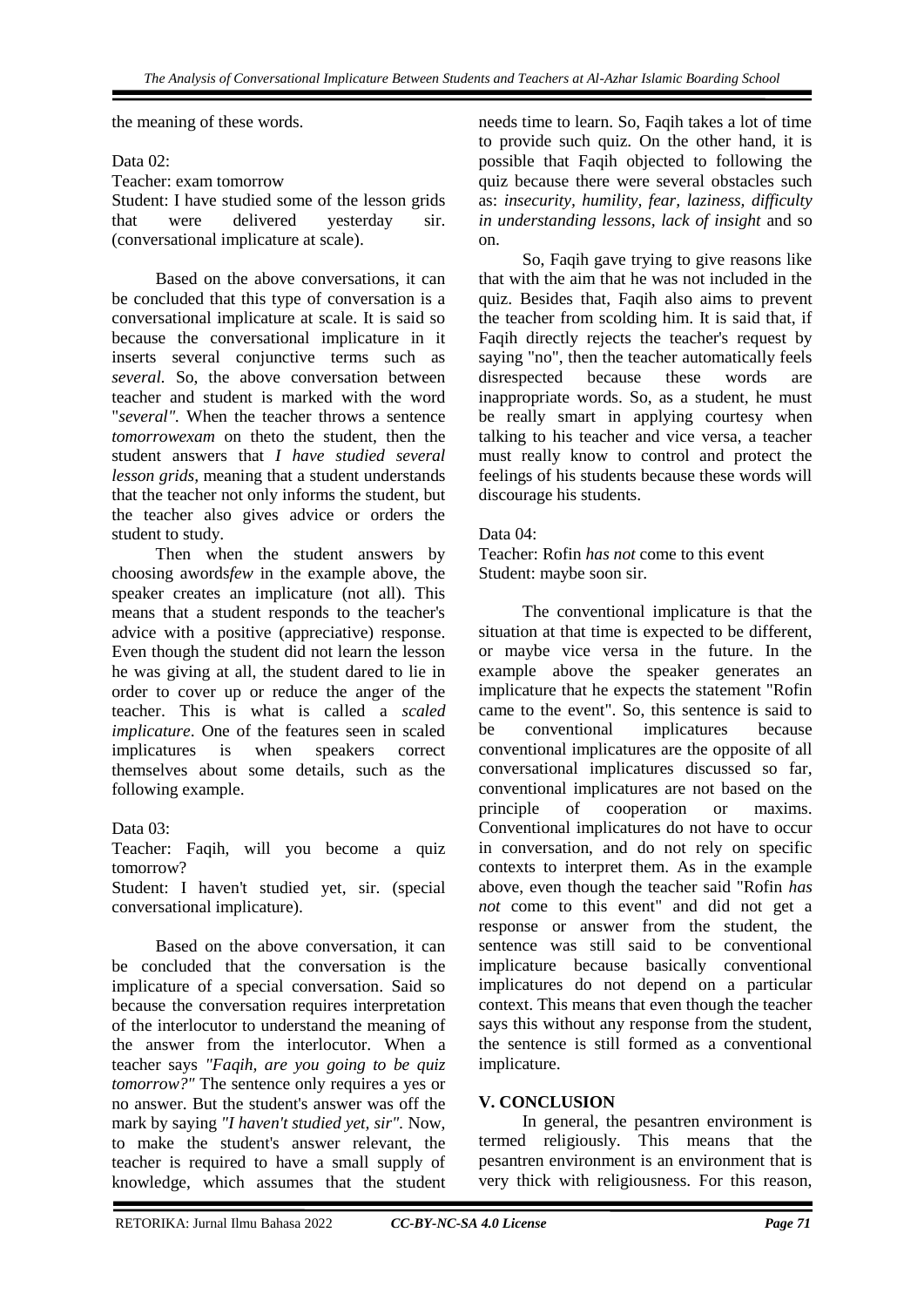the meaning of these words.

Data 02:

Teacher: exam tomorrow

Student: I have studied some of the lesson grids that were delivered yesterday sir. (conversational implicature at scale).

Based on the above conversations, it can be concluded that this type of conversation is a conversational implicature at scale. It is said so because the conversational implicature in it inserts several conjunctive terms such as *several.* So, the above conversation between teacher and student is marked with the word "*several".* When the teacher throws a sentence *tomorrowexam* on theto the student, then the student answers that *I have studied several lesson grids,* meaning that a student understands that the teacher not only informs the student, but the teacher also gives advice or orders the student to study.

Then when the student answers by choosing awords*few* in the example above, the speaker creates an implicature (not all). This means that a student responds to the teacher's advice with a positive (appreciative) response. Even though the student did not learn the lesson he was giving at all, the student dared to lie in order to cover up or reduce the anger of the teacher. This is what is called a *scaled implicature*. One of the features seen in scaled implicatures is when speakers correct themselves about some details, such as the following example.

Data 03:

Teacher: Faqih, will you become a quiz tomorrow?

Student: I haven't studied yet, sir. (special conversational implicature).

Based on the above conversation, it can be concluded that the conversation is the implicature of a special conversation. Said so because the conversation requires interpretation of the interlocutor to understand the meaning of the answer from the interlocutor. When a teacher says *"Faqih, are you going to be quiz tomorrow?"* The sentence only requires a yes or no answer. But the student's answer was off the mark by saying *"I haven't studied yet, sir".* Now, to make the student's answer relevant, the teacher is required to have a small supply of knowledge, which assumes that the student needs time to learn. So, Faqih takes a lot of time to provide such quiz. On the other hand, it is possible that Faqih objected to following the quiz because there were several obstacles such as: *insecurity, humility, fear, laziness, difficulty in understanding lessons, lack of insight* and so on.

So, Faqih gave trying to give reasons like that with the aim that he was not included in the quiz. Besides that, Faqih also aims to prevent the teacher from scolding him. It is said that, if Faqih directly rejects the teacher's request by saying "no", then the teacher automatically feels disrespected because these words are inappropriate words. So, as a student, he must be really smart in applying courtesy when talking to his teacher and vice versa, a teacher must really know to control and protect the feelings of his students because these words will discourage his students.

Data 04:

Teacher: Rofin *has not* come to this event

Student: maybe soon sir.

The conventional implicature is that the situation at that time is expected to be different, or maybe vice versa in the future. In the example above the speaker generates an implicature that he expects the statement "Rofin came to the event". So, this sentence is said to be conventional implicatures because conventional implicatures are the opposite of all conversational implicatures discussed so far, conventional implicatures are not based on the principle of cooperation or maxims. Conventional implicatures do not have to occur in conversation, and do not rely on specific contexts to interpret them. As in the example above, even though the teacher said "Rofin *has not* come to this event" and did not get a response or answer from the student, the sentence was still said to be conventional implicature because basically conventional implicatures do not depend on a particular context. This means that even though the teacher says this without any response from the student, the sentence is still formed as a conventional implicature.

## V. CONCLUSION

In general, the pesantren environment is termed religiously. This means that the pesantren environment is an environment that is very thick with religiousness. For this reason,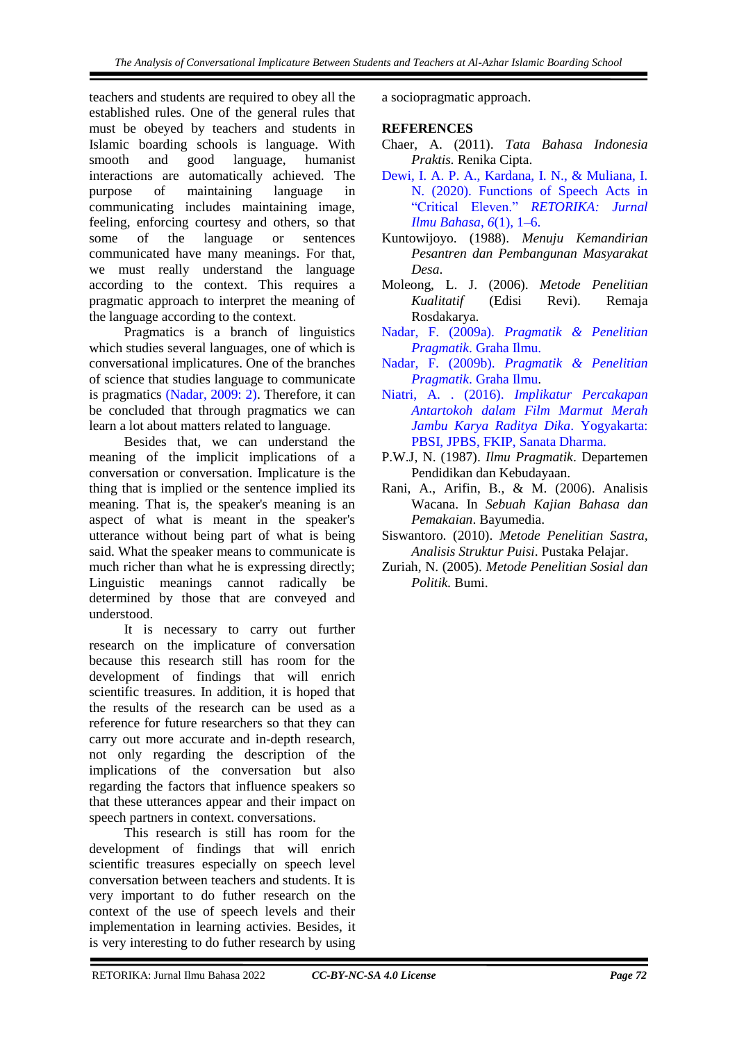teachers and students are required to obey all the established rules. One of the general rules that must be obeyed by teachers and students in Islamic boarding schools is language. With smooth and good language, humanist interactions are automatically achieved. The purpose of maintaining language in communicating includes maintaining image, feeling, enforcing courtesy and others, so that some of the language or sentences communicated have many meanings. For that, we must really understand the language according to the context. This requires a pragmatic approach to interpret the meaning of the language according to the context.

Pragmatics is a branch of linguistics which studies several languages, one of which is conversational implicatures. One of the branches of science that studies language to communicate is pragmatics (Nadar, 2009: 2). Therefore, it can be concluded that through pragmatics we can learn a lot about matters related to language.

Besides that, we can understand the meaning of the implicit implications of a conversation or conversation. Implicature is the thing that is implied or the sentence implied its meaning. That is, the speaker's meaning is an aspect of what is meant in the speaker's utterance without being part of what is being said. What the speaker means to communicate is much richer than what he is expressing directly; Linguistic meanings cannot radically be determined by those that are conveyed and understood.

It is necessary to carry out further research on the implicature of conversation because this research still has room for the development of findings that will enrich scientific treasures. In addition, it is hoped that the results of the research can be used as a reference for future researchers so that they can carry out more accurate and in-depth research, not only regarding the description of the implications of the conversation but also regarding the factors that influence speakers so that these utterances appear and their impact on speech partners in context. conversations.

This research is still has room for the development of findings that will enrich scientific treasures especially on speech level conversation between teachers and students. It is very important to do futher research on the context of the use of speech levels and their implementation in learning activies. Besides, it is very interesting to do futher research by using a sociopragmatic approach.

## REFERENCES

Chaer, A. (2011). *Tata Bahasa Indonesia Praktis.* Renika Cipta.

Dewi, I. A. P. A., Kardana, I. N., & Muliana, I. N. (2020). Functions of Speech Acts in "Critical Eleven." *RETORIKA: Jurnal Ilmu Bahasa*, *6*(1), 1–6.

Kuntowijoyo. (1988). *Menuju Kemandirian Pesantren dan Pembangunan Masyarakat Desa*.

Moleong, L. J. (2006). *Metode Penelitian Kualitatif* (Edisi Revi). Remaja Rosdakarya.

Nadar, F. (2009a). *Pragmatik & Penelitian Pragmatik*. Graha Ilmu.

Nadar, F. (2009b). *Pragmatik & Penelitian Pragmatik*. Graha Ilmu.

Niatri, A. . (2016). *Implikatur Percakapan Antartokoh dalam Film Marmut Merah Jambu Karya Raditya Dika*. Yogyakarta: PBSI, JPBS, FKIP, Sanata Dharma.

P.W.J, N. (1987). *Ilmu Pragmatik*. Departemen Pendidikan dan Kebudayaan.

Rani, A., Arifin, B., & M. (2006). Analisis Wacana. In *Sebuah Kajian Bahasa dan Pemakaian*. Bayumedia.

Siswantoro. (2010). *Metode Penelitian Sastra, Analisis Struktur Puisi.* Pustaka Pelajar.

Zuriah, N. (2005). *Metode Penelitian Sosial dan Politik.* Bumi.